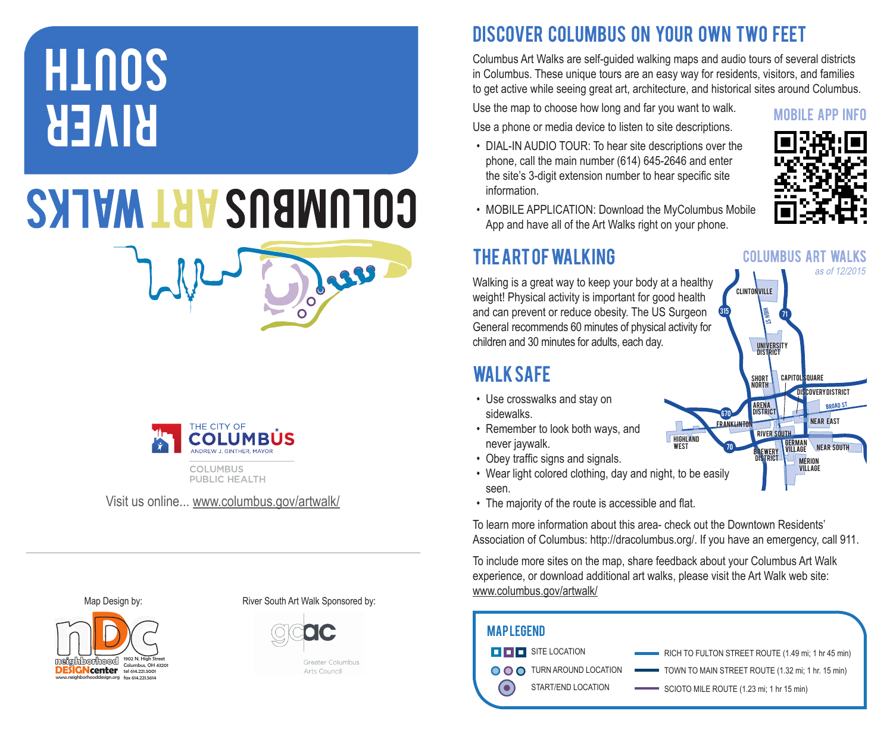# RIVER SOUTH

# COLUMBUS ART WALKS

THE CITY OF COLUMBUS
ANDREW J. GINTHER, MAYOR

COLUMBUS PUBLIC HEALTH

Visit us online... www.columbus.gov/artwalk/

Map Design by:

neighborhood DESIGNcenter
1902 N. High Street
Columbus, OH 43201
tel 614.221.5001
fax 614.221.5614
www.neighborhooddesign.org

River South Art Walk Sponsored by:

gcac
Greater Columbus Arts Council

## DISCOVER COLUMBUS ON YOUR OWN TWO FEET

Columbus Art Walks are self-guided walking maps and audio tours of several districts in Columbus. These unique tours are an easy way for residents, visitors, and families to get active while seeing great art, architecture, and historical sites around Columbus.

Use the map to choose how long and far you want to walk.

Use a phone or media device to listen to site descriptions.

- DIAL-IN AUDIO TOUR: To hear site descriptions over the phone, call the main number (614) 645-2646 and enter the site's 3-digit extension number to hear specific site information.
- MOBILE APPLICATION: Download the MyColumbus Mobile App and have all of the Art Walks right on your phone.

### MOBILE APP INFO

## THE ART OF WALKING

Walking is a great way to keep your body at a healthy weight! Physical activity is important for good health and can prevent or reduce obesity. The US Surgeon General recommends 60 minutes of physical activity for children and 30 minutes for adults, each day.

### COLUMBUS ART WALKS

*as of 12/2015*

CLINTONVILLE, HIGH ST, 315, 71, UNIVERSITY DISTRICT, SHORT NORTH, CAPITOL SQUARE, DISCOVERY DISTRICT, ARENA DISTRICT, BROAD ST, 670, FRANKLINTON, NEAR EAST, HIGHLAND WEST, RIVER SOUTH, 70, GERMAN VILLAGE, NEAR SOUTH, BREWERY DISTRICT, MERION VILLAGE

## WALK SAFE

- Use crosswalks and stay on sidewalks.
- Remember to look both ways, and never jaywalk.
- Obey traffic signs and signals.
- Wear light colored clothing, day and night, to be easily seen.
- The majority of the route is accessible and flat.

To learn more information about this area- check out the Downtown Residents' Association of Columbus: http://dracolumbus.org/. If you have an emergency, call 911.

To include more sites on the map, share feedback about your Columbus Art Walk experience, or download additional art walks, please visit the Art Walk web site: www.columbus.gov/artwalk/

### MAP LEGEND

- SITE LOCATION
- TURN AROUND LOCATION
- START/END LOCATION
- RICH TO FULTON STREET ROUTE (1.49 mi; 1 hr 45 min)
- TOWN TO MAIN STREET ROUTE (1.32 mi; 1 hr. 15 min)
- SCIOTO MILE ROUTE (1.23 mi; 1 hr 15 min)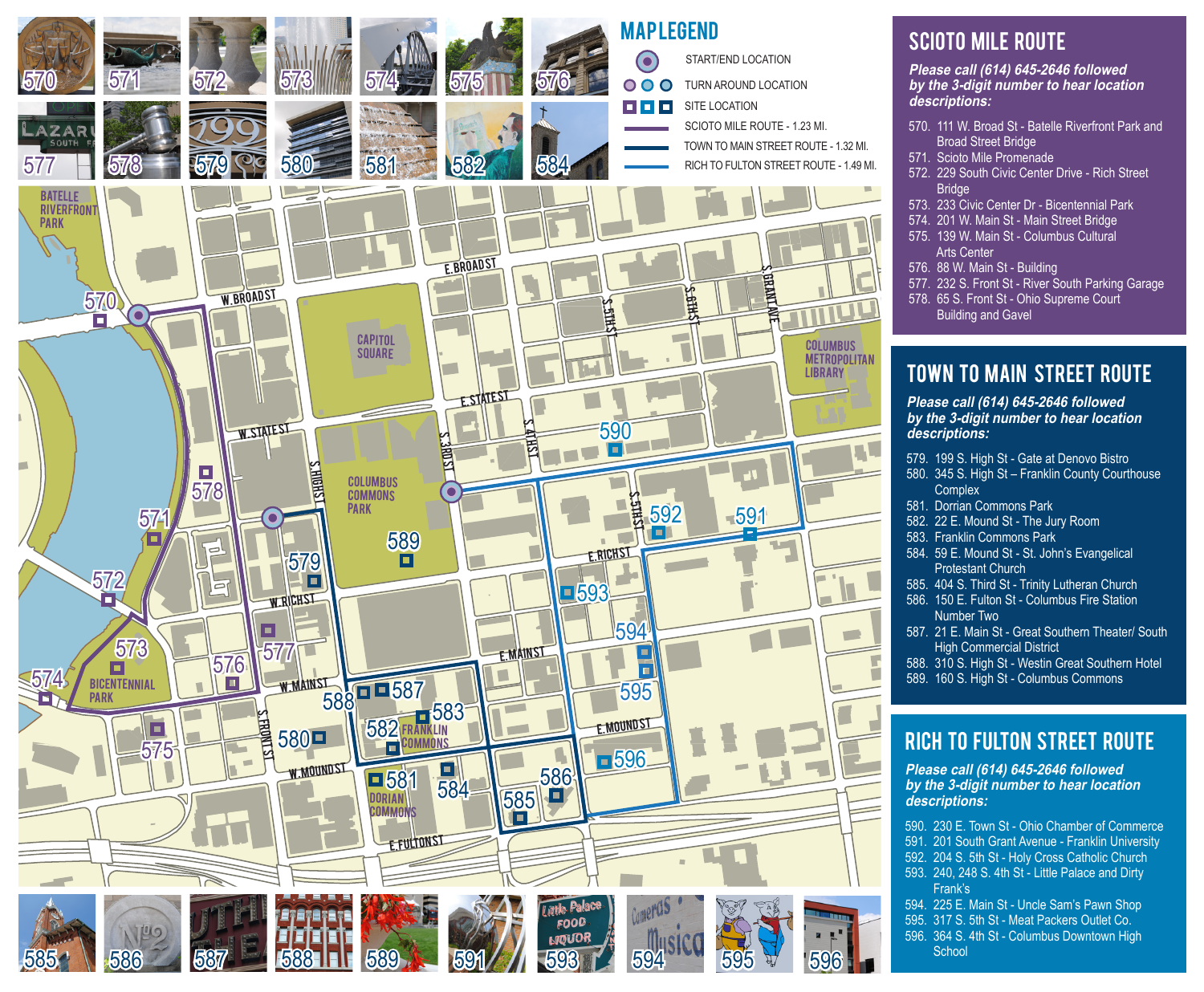## MAP LEGEND

- START/END LOCATION
- TURN AROUND LOCATION
- SITE LOCATION
- SCIOTO MILE ROUTE - 1.23 MI.
- TOWN TO MAIN STREET ROUTE - 1.32 MI.
- RICH TO FULTON STREET ROUTE - 1.49 MI.

## SCIOTO MILE ROUTE

***Please call (614) 645-2646 followed by the 3-digit number to hear location descriptions:***

570. 111 W. Broad St - Batelle Riverfront Park and Broad Street Bridge
571. Scioto Mile Promenade
572. 229 South Civic Center Drive - Rich Street Bridge
573. 233 Civic Center Dr - Bicentennial Park
574. 201 W. Main St - Main Street Bridge
575. 139 W. Main St - Columbus Cultural Arts Center
576. 88 W. Main St - Building
577. 232 S. Front St - River South Parking Garage
578. 65 S. Front St - Ohio Supreme Court Building and Gavel

## TOWN TO MAIN STREET ROUTE

***Please call (614) 645-2646 followed by the 3-digit number to hear location descriptions:***

579. 199 S. High St - Gate at Denovo Bistro
580. 345 S. High St – Franklin County Courthouse Complex
581. Dorrian Commons Park
582. 22 E. Mound St - The Jury Room
583. Franklin Commons Park
584. 59 E. Mound St - St. John's Evangelical Protestant Church
585. 404 S. Third St - Trinity Lutheran Church
586. 150 E. Fulton St - Columbus Fire Station Number Two
587. 21 E. Main St - Great Southern Theater/ South High Commercial District
588. 310 S. High St - Westin Great Southern Hotel
589. 160 S. High St - Columbus Commons

## RICH TO FULTON STREET ROUTE

***Please call (614) 645-2646 followed by the 3-digit number to hear location descriptions:***

590. 230 E. Town St - Ohio Chamber of Commerce
591. 201 South Grant Avenue - Franklin University
592. 204 S. 5th St - Holy Cross Catholic Church
593. 240, 248 S. 4th St - Little Palace and Dirty Frank's
594. 225 E. Main St - Uncle Sam's Pawn Shop
595. 317 S. 5th St - Meat Packers Outlet Co.
596. 364 S. 4th St - Columbus Downtown High School